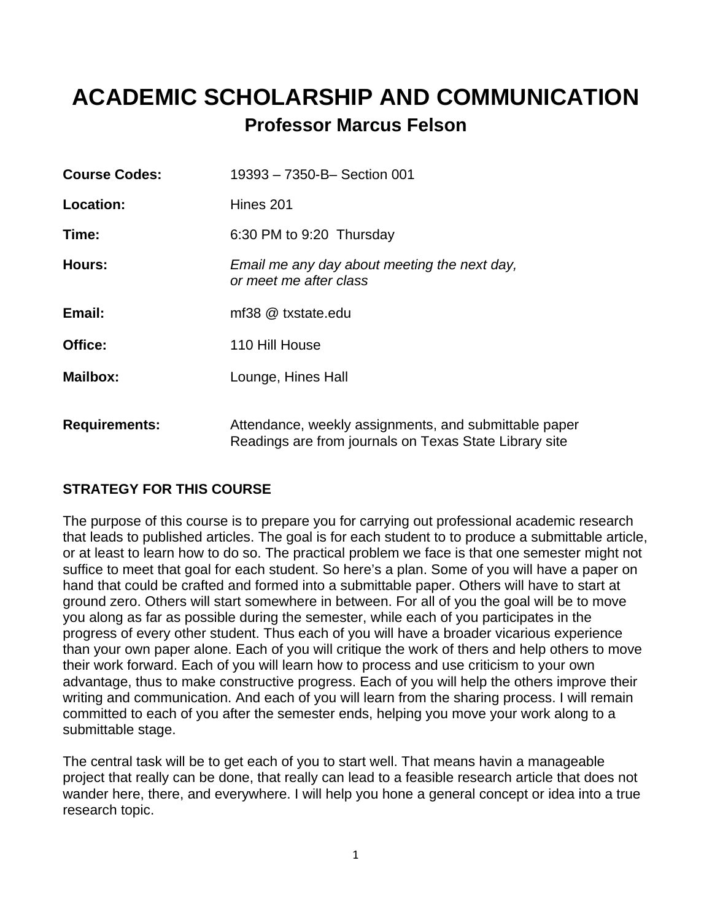# ACADEMIC SCHOLARSHIP AND COMMUNICATION

## Professor Marcus Felson

| | |
|---|---|
| **Course Codes:** | 19393 – 7350-B– Section 001 |
| **Location:** | Hines 201 |
| **Time:** | 6:30 PM to 9:20 Thursday |
| **Hours:** | *Email me any day about meeting the next day, or meet me after class* |
| **Email:** | mf38 @ txstate.edu |
| **Office:** | 110 Hill House |
| **Mailbox:** | Lounge, Hines Hall |
| **Requirements:** | Attendance, weekly assignments, and submittable paper<br>Readings are from journals on Texas State Library site |

### STRATEGY FOR THIS COURSE

The purpose of this course is to prepare you for carrying out professional academic research that leads to published articles. The goal is for each student to to produce a submittable article, or at least to learn how to do so. The practical problem we face is that one semester might not suffice to meet that goal for each student. So here's a plan. Some of you will have a paper on hand that could be crafted and formed into a submittable paper. Others will have to start at ground zero. Others will start somewhere in between. For all of you the goal will be to move you along as far as possible during the semester, while each of you participates in the progress of every other student. Thus each of you will have a broader vicarious experience than your own paper alone. Each of you will critique the work of thers and help others to move their work forward. Each of you will learn how to process and use criticism to your own advantage, thus to make constructive progress. Each of you will help the others improve their writing and communication. And each of you will learn from the sharing process. I will remain committed to each of you after the semester ends, helping you move your work along to a submittable stage.

The central task will be to get each of you to start well. That means havin a manageable project that really can be done, that really can lead to a feasible research article that does not wander here, there, and everywhere. I will help you hone a general concept or idea into a true research topic.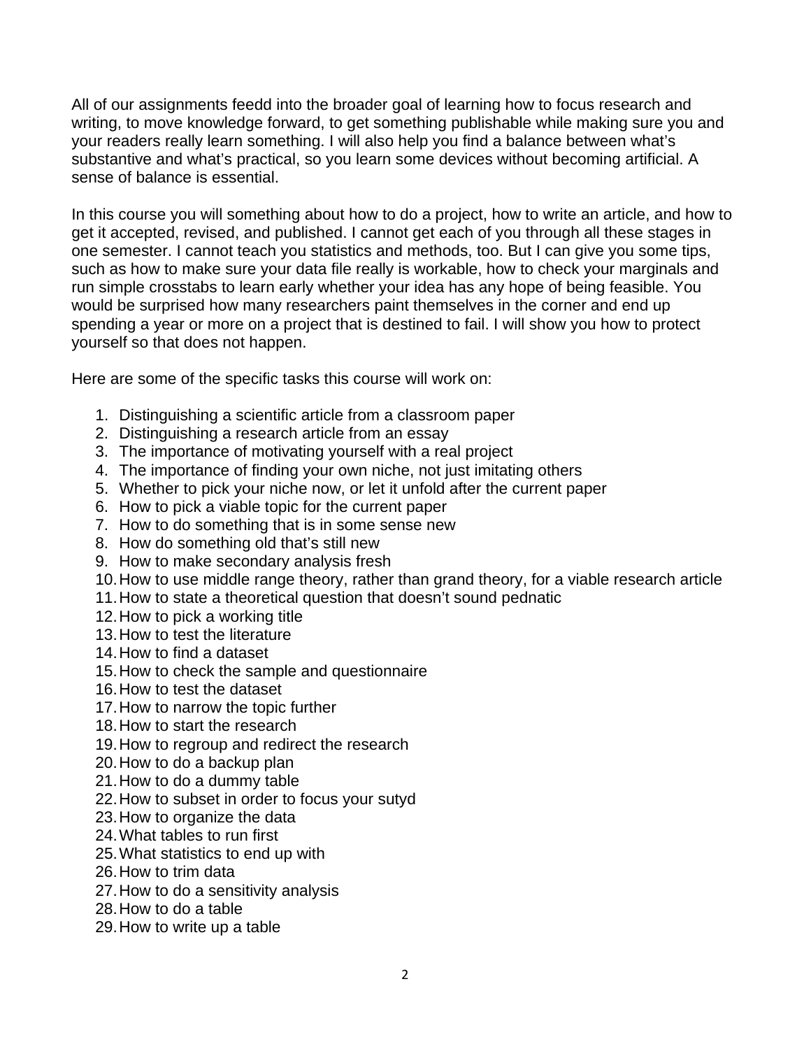All of our assignments feedd into the broader goal of learning how to focus research and writing, to move knowledge forward, to get something publishable while making sure you and your readers really learn something. I will also help you find a balance between what's substantive and what's practical, so you learn some devices without becoming artificial. A sense of balance is essential.

In this course you will something about how to do a project, how to write an article, and how to get it accepted, revised, and published. I cannot get each of you through all these stages in one semester. I cannot teach you statistics and methods, too. But I can give you some tips, such as how to make sure your data file really is workable, how to check your marginals and run simple crosstabs to learn early whether your idea has any hope of being feasible. You would be surprised how many researchers paint themselves in the corner and end up spending a year or more on a project that is destined to fail. I will show you how to protect yourself so that does not happen.

Here are some of the specific tasks this course will work on:

1. Distinguishing a scientific article from a classroom paper
2. Distinguishing a research article from an essay
3. The importance of motivating yourself with a real project
4. The importance of finding your own niche, not just imitating others
5. Whether to pick your niche now, or let it unfold after the current paper
6. How to pick a viable topic for the current paper
7. How to do something that is in some sense new
8. How do something old that's still new
9. How to make secondary analysis fresh
10. How to use middle range theory, rather than grand theory, for a viable research article
11. How to state a theoretical question that doesn't sound pednatic
12. How to pick a working title
13. How to test the literature
14. How to find a dataset
15. How to check the sample and questionnaire
16. How to test the dataset
17. How to narrow the topic further
18. How to start the research
19. How to regroup and redirect the research
20. How to do a backup plan
21. How to do a dummy table
22. How to subset in order to focus your sutyd
23. How to organize the data
24. What tables to run first
25. What statistics to end up with
26. How to trim data
27. How to do a sensitivity analysis
28. How to do a table
29. How to write up a table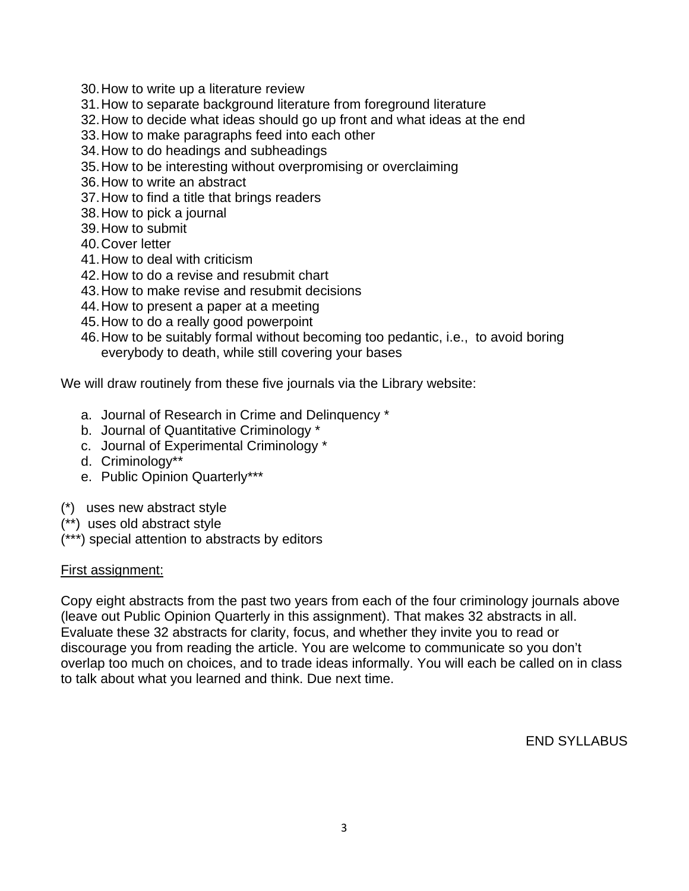30. How to write up a literature review
31. How to separate background literature from foreground literature
32. How to decide what ideas should go up front and what ideas at the end
33. How to make paragraphs feed into each other
34. How to do headings and subheadings
35. How to be interesting without overpromising or overclaiming
36. How to write an abstract
37. How to find a title that brings readers
38. How to pick a journal
39. How to submit
40. Cover letter
41. How to deal with criticism
42. How to do a revise and resubmit chart
43. How to make revise and resubmit decisions
44. How to present a paper at a meeting
45. How to do a really good powerpoint
46. How to be suitably formal without becoming too pedantic, i.e., to avoid boring everybody to death, while still covering your bases

We will draw routinely from these five journals via the Library website:

a. Journal of Research in Crime and Delinquency *
b. Journal of Quantitative Criminology *
c. Journal of Experimental Criminology *
d. Criminology**
e. Public Opinion Quarterly***

(*) uses new abstract style
(**) uses old abstract style
(***) special attention to abstracts by editors

<u>First assignment:</u>

Copy eight abstracts from the past two years from each of the four criminology journals above (leave out Public Opinion Quarterly in this assignment). That makes 32 abstracts in all. Evaluate these 32 abstracts for clarity, focus, and whether they invite you to read or discourage you from reading the article. You are welcome to communicate so you don't overlap too much on choices, and to trade ideas informally. You will each be called on in class to talk about what you learned and think. Due next time.

END SYLLABUS